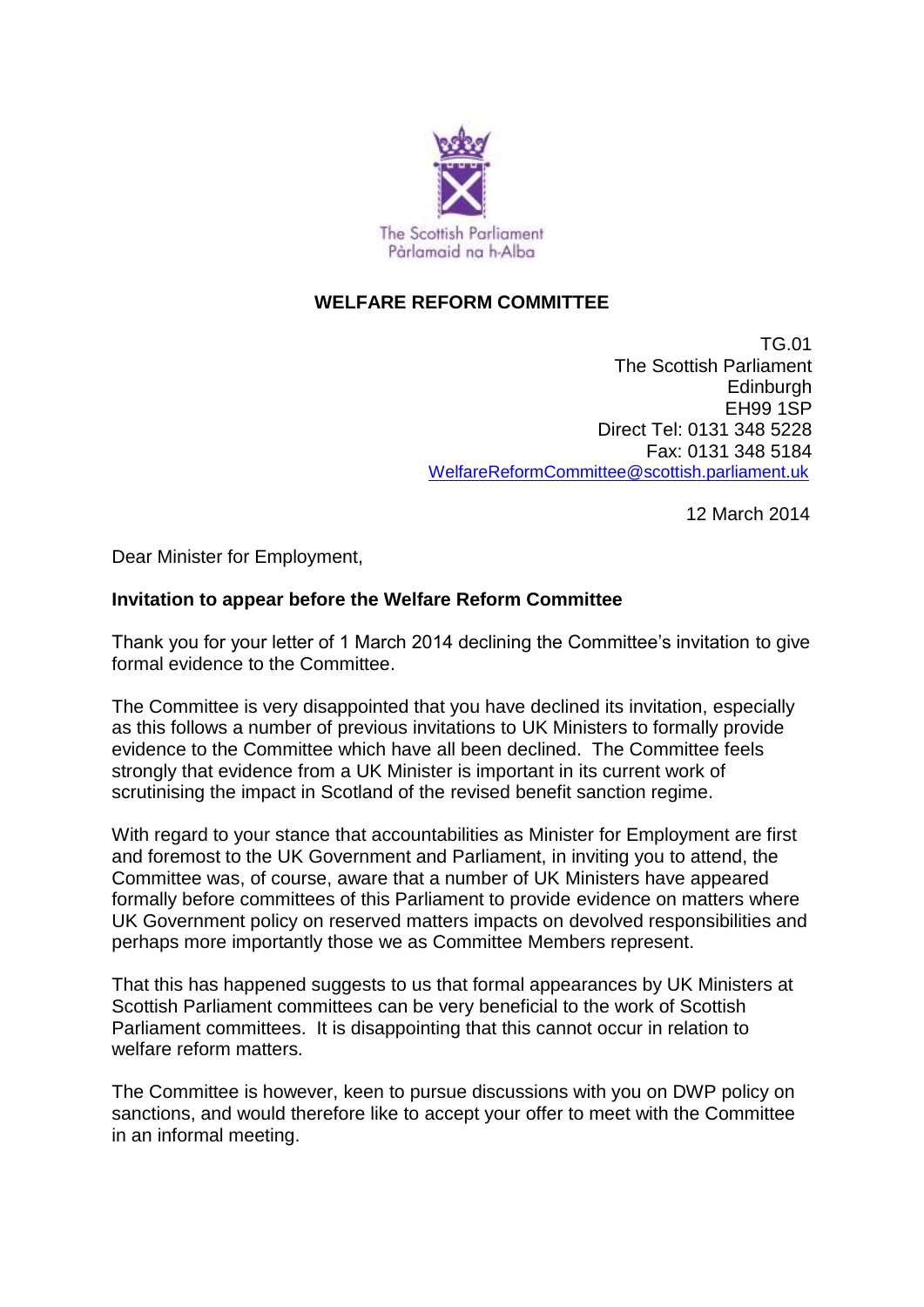The Scottish Parliament
Pàrlamaid na h-Alba

## WELFARE REFORM COMMITTEE

TG.01
The Scottish Parliament
Edinburgh
EH99 1SP
Direct Tel: 0131 348 5228
Fax: 0131 348 5184
WelfareReformCommittee@scottish.parliament.uk

12 March 2014

Dear Minister for Employment,

**Invitation to appear before the Welfare Reform Committee**

Thank you for your letter of 1 March 2014 declining the Committee's invitation to give formal evidence to the Committee.

The Committee is very disappointed that you have declined its invitation, especially as this follows a number of previous invitations to UK Ministers to formally provide evidence to the Committee which have all been declined. The Committee feels strongly that evidence from a UK Minister is important in its current work of scrutinising the impact in Scotland of the revised benefit sanction regime.

With regard to your stance that accountabilities as Minister for Employment are first and foremost to the UK Government and Parliament, in inviting you to attend, the Committee was, of course, aware that a number of UK Ministers have appeared formally before committees of this Parliament to provide evidence on matters where UK Government policy on reserved matters impacts on devolved responsibilities and perhaps more importantly those we as Committee Members represent.

That this has happened suggests to us that formal appearances by UK Ministers at Scottish Parliament committees can be very beneficial to the work of Scottish Parliament committees. It is disappointing that this cannot occur in relation to welfare reform matters.

The Committee is however, keen to pursue discussions with you on DWP policy on sanctions, and would therefore like to accept your offer to meet with the Committee in an informal meeting.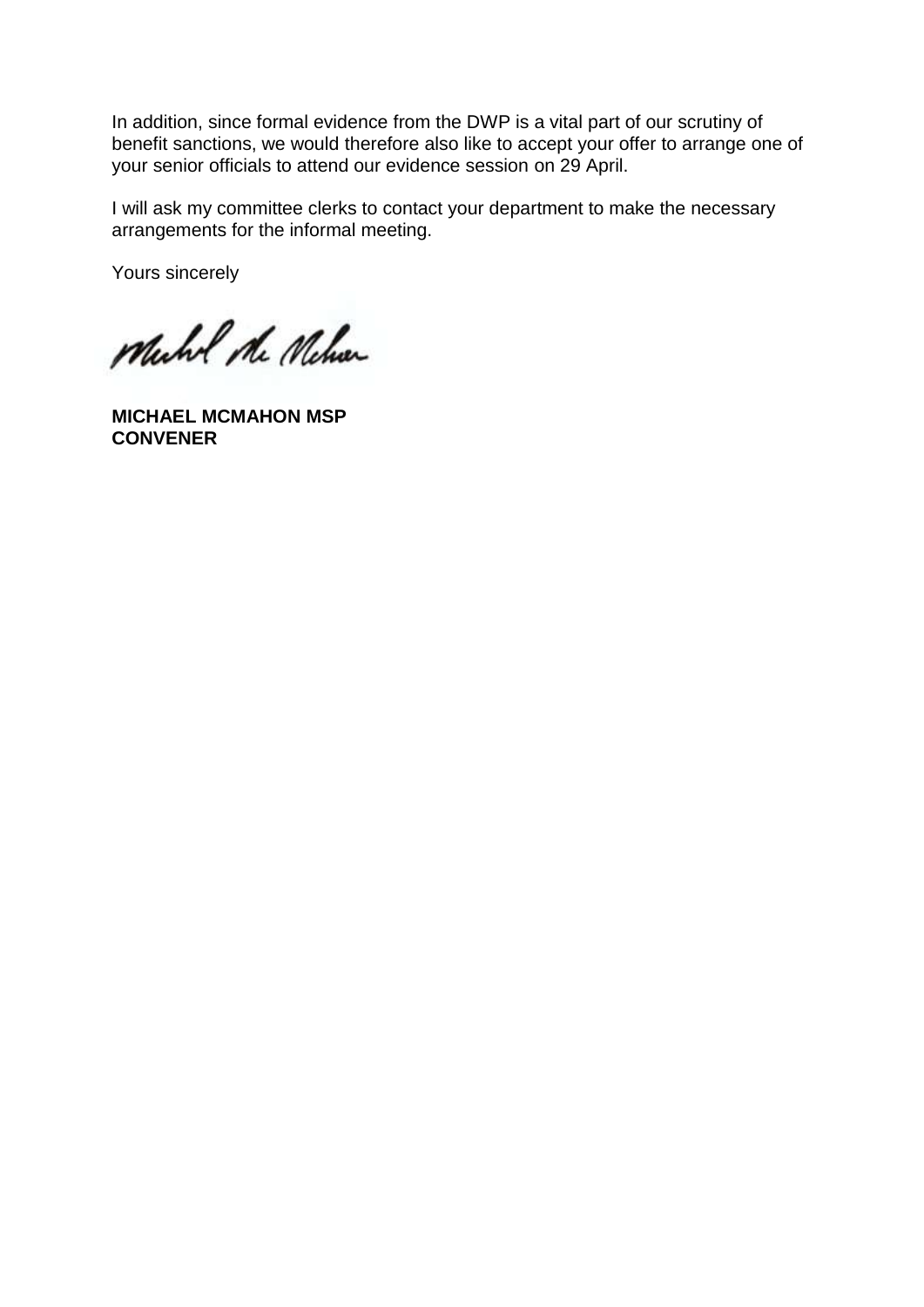In addition, since formal evidence from the DWP is a vital part of our scrutiny of benefit sanctions, we would therefore also like to accept your offer to arrange one of your senior officials to attend our evidence session on 29 April.

I will ask my committee clerks to contact your department to make the necessary arrangements for the informal meeting.

Yours sincerely

**MICHAEL MCMAHON MSP**
**CONVENER**